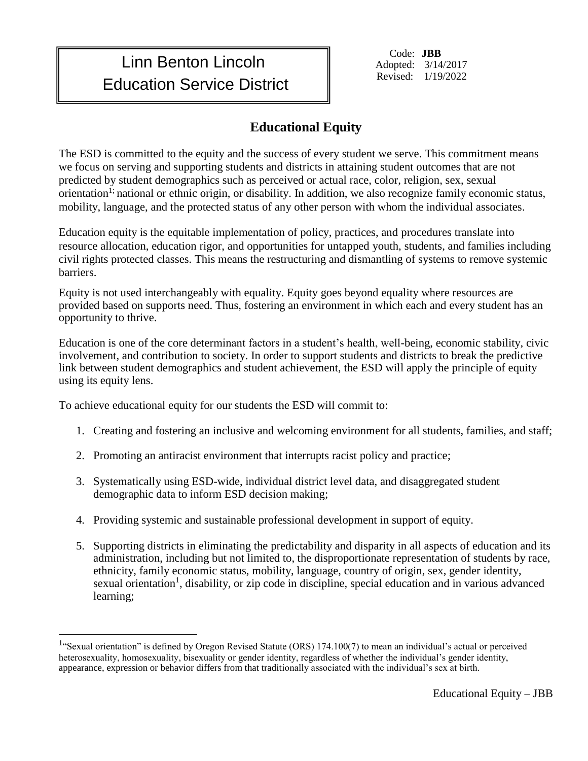Linn Benton Lincoln
Education Service District

Code: **JBB**
Adopted: 3/14/2017
Revised: 1/19/2022

## Educational Equity

The ESD is committed to the equity and the success of every student we serve. This commitment means we focus on serving and supporting students and districts in attaining student outcomes that are not predicted by student demographics such as perceived or actual race, color, religion, sex, sexual orientation[1;] national or ethnic origin, or disability. In addition, we also recognize family economic status, mobility, language, and the protected status of any other person with whom the individual associates.

Education equity is the equitable implementation of policy, practices, and procedures translate into resource allocation, education rigor, and opportunities for untapped youth, students, and families including civil rights protected classes. This means the restructuring and dismantling of systems to remove systemic barriers.

Equity is not used interchangeably with equality. Equity goes beyond equality where resources are provided based on supports need. Thus, fostering an environment in which each and every student has an opportunity to thrive.

Education is one of the core determinant factors in a student's health, well-being, economic stability, civic involvement, and contribution to society. In order to support students and districts to break the predictive link between student demographics and student achievement, the ESD will apply the principle of equity using its equity lens.

To achieve educational equity for our students the ESD will commit to:

1. Creating and fostering an inclusive and welcoming environment for all students, families, and staff;
2. Promoting an antiracist environment that interrupts racist policy and practice;
3. Systematically using ESD-wide, individual district level data, and disaggregated student demographic data to inform ESD decision making;
4. Providing systemic and sustainable professional development in support of equity.
5. Supporting districts in eliminating the predictability and disparity in all aspects of education and its administration, including but not limited to, the disproportionate representation of students by race, ethnicity, family economic status, mobility, language, country of origin, sex, gender identity, sexual orientation[1], disability, or zip code in discipline, special education and in various advanced learning;

[1]"Sexual orientation" is defined by Oregon Revised Statute (ORS) 174.100(7) to mean an individual's actual or perceived heterosexuality, homosexuality, bisexuality or gender identity, regardless of whether the individual's gender identity, appearance, expression or behavior differs from that traditionally associated with the individual's sex at birth.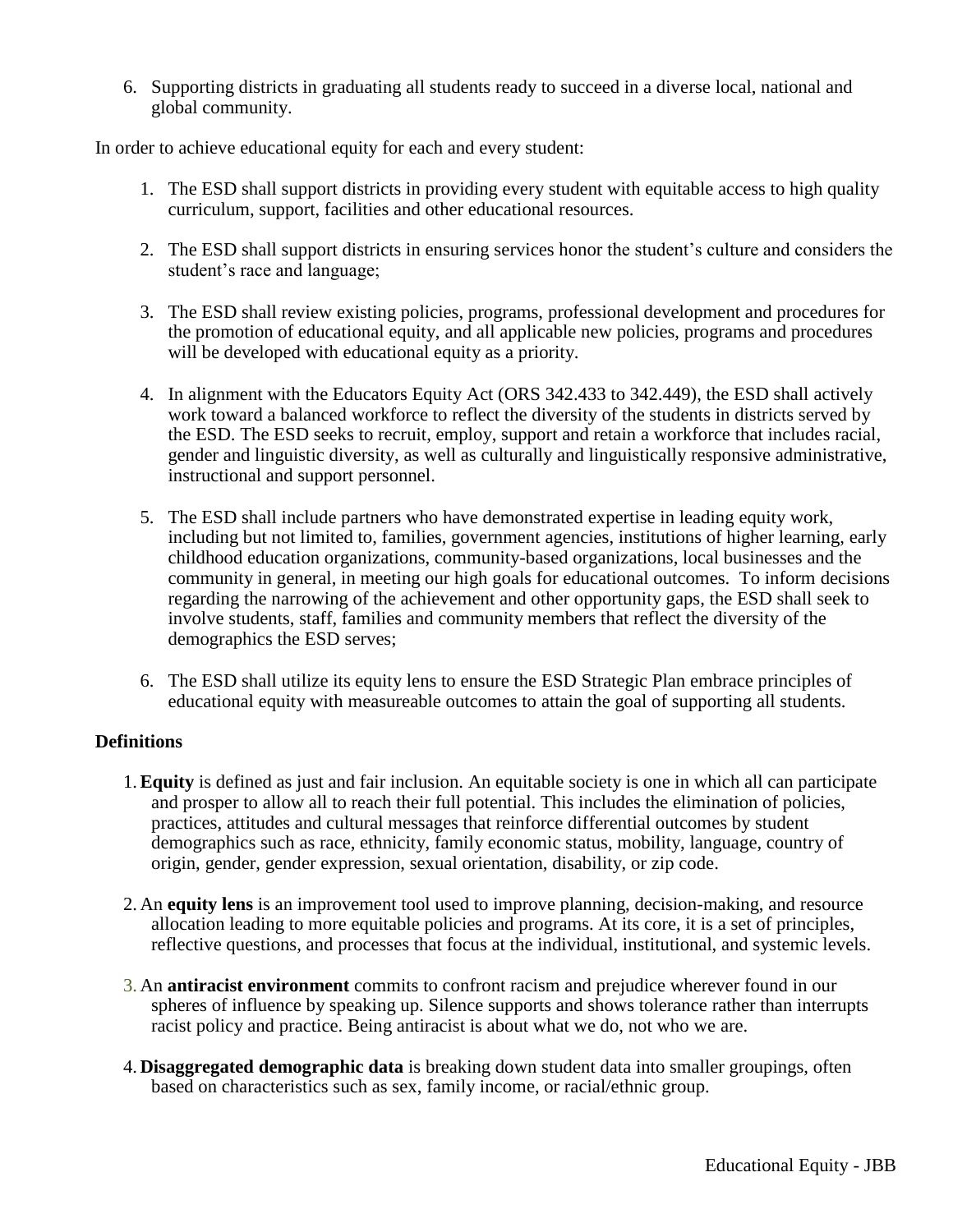6. Supporting districts in graduating all students ready to succeed in a diverse local, national and global community.

In order to achieve educational equity for each and every student:

1. The ESD shall support districts in providing every student with equitable access to high quality curriculum, support, facilities and other educational resources.

2. The ESD shall support districts in ensuring services honor the student's culture and considers the student's race and language;

3. The ESD shall review existing policies, programs, professional development and procedures for the promotion of educational equity, and all applicable new policies, programs and procedures will be developed with educational equity as a priority.

4. In alignment with the Educators Equity Act (ORS 342.433 to 342.449), the ESD shall actively work toward a balanced workforce to reflect the diversity of the students in districts served by the ESD. The ESD seeks to recruit, employ, support and retain a workforce that includes racial, gender and linguistic diversity, as well as culturally and linguistically responsive administrative, instructional and support personnel.

5. The ESD shall include partners who have demonstrated expertise in leading equity work, including but not limited to, families, government agencies, institutions of higher learning, early childhood education organizations, community-based organizations, local businesses and the community in general, in meeting our high goals for educational outcomes. To inform decisions regarding the narrowing of the achievement and other opportunity gaps, the ESD shall seek to involve students, staff, families and community members that reflect the diversity of the demographics the ESD serves;

6. The ESD shall utilize its equity lens to ensure the ESD Strategic Plan embrace principles of educational equity with measureable outcomes to attain the goal of supporting all students.

**Definitions**

1. **Equity** is defined as just and fair inclusion. An equitable society is one in which all can participate and prosper to allow all to reach their full potential. This includes the elimination of policies, practices, attitudes and cultural messages that reinforce differential outcomes by student demographics such as race, ethnicity, family economic status, mobility, language, country of origin, gender, gender expression, sexual orientation, disability, or zip code.

2. An **equity lens** is an improvement tool used to improve planning, decision-making, and resource allocation leading to more equitable policies and programs. At its core, it is a set of principles, reflective questions, and processes that focus at the individual, institutional, and systemic levels.

3. An **antiracist environment** commits to confront racism and prejudice wherever found in our spheres of influence by speaking up. Silence supports and shows tolerance rather than interrupts racist policy and practice. Being antiracist is about what we do, not who we are.

4. **Disaggregated demographic data** is breaking down student data into smaller groupings, often based on characteristics such as sex, family income, or racial/ethnic group.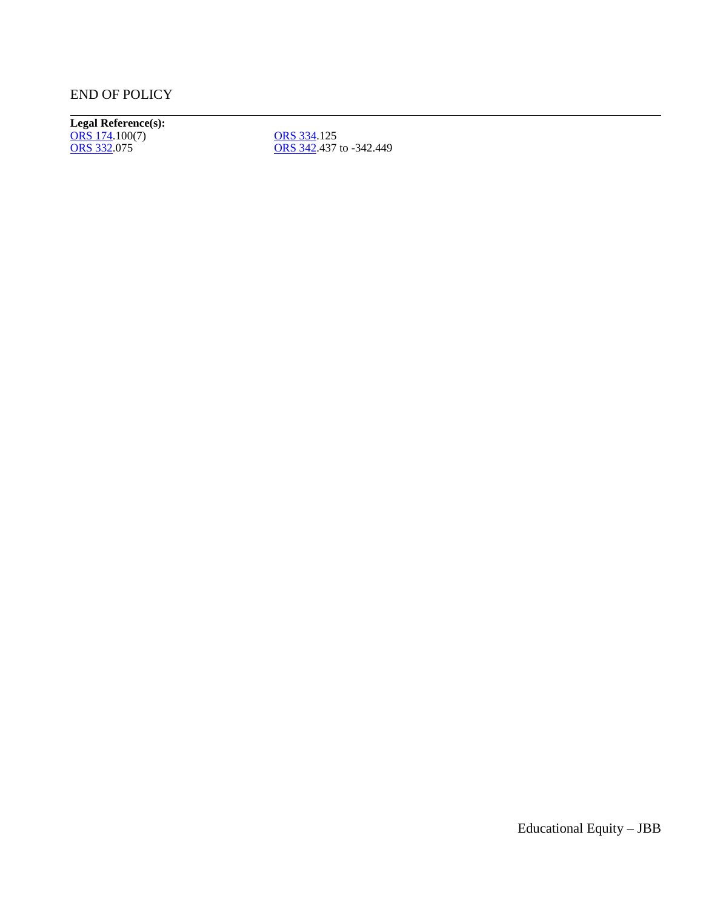END OF POLICY

**Legal Reference(s):**

ORS 174.100(7)
ORS 332.075
ORS 334.125
ORS 342.437 to -342.449